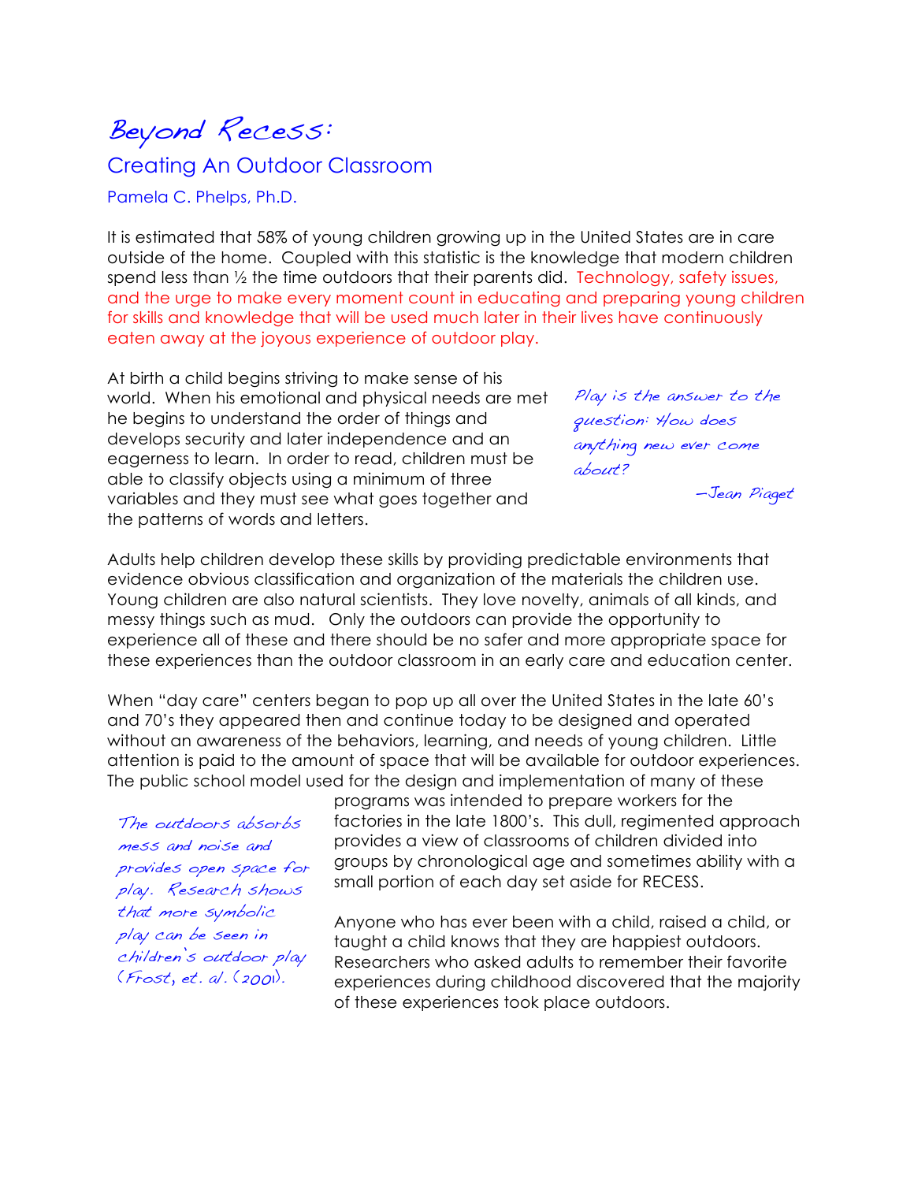# Beyond Recess:

## Creating An Outdoor Classroom

Pamela C. Phelps, Ph.D.

It is estimated that 58% of young children growing up in the United States are in care outside of the home. Coupled with this statistic is the knowledge that modern children spend less than ½ the time outdoors that their parents did. Technology, safety issues, and the urge to make every moment count in educating and preparing young children for skills and knowledge that will be used much later in their lives have continuously eaten away at the joyous experience of outdoor play.

At birth a child begins striving to make sense of his world. When his emotional and physical needs are met he begins to understand the order of things and develops security and later independence and an eagerness to learn. In order to read, children must be able to classify objects using a minimum of three variables and they must see what goes together and the patterns of words and letters.

> *Play is the answer to the question: How does anything new ever come about?*
>
> —Jean Piaget

Adults help children develop these skills by providing predictable environments that evidence obvious classification and organization of the materials the children use. Young children are also natural scientists. They love novelty, animals of all kinds, and messy things such as mud. Only the outdoors can provide the opportunity to experience all of these and there should be no safer and more appropriate space for these experiences than the outdoor classroom in an early care and education center.

When "day care" centers began to pop up all over the United States in the late 60's and 70's they appeared then and continue today to be designed and operated without an awareness of the behaviors, learning, and needs of young children. Little attention is paid to the amount of space that will be available for outdoor experiences. The public school model used for the design and implementation of many of these programs was intended to prepare workers for the factories in the late 1800's. This dull, regimented approach provides a view of classrooms of children divided into groups by chronological age and sometimes ability with a small portion of each day set aside for RECESS.

> *The outdoors absorbs mess and noise and provides open space for play. Research shows that more symbolic play can be seen in children's outdoor play (Frost, et. al. (2001).*

Anyone who has ever been with a child, raised a child, or taught a child knows that they are happiest outdoors. Researchers who asked adults to remember their favorite experiences during childhood discovered that the majority of these experiences took place outdoors.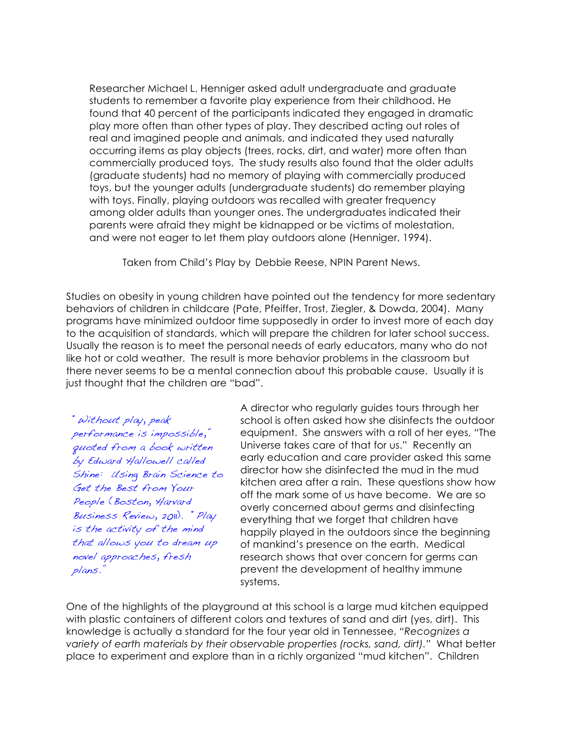> Researcher Michael L. Henniger asked adult undergraduate and graduate students to remember a favorite play experience from their childhood. He found that 40 percent of the participants indicated they engaged in dramatic play more often than other types of play. They described acting out roles of real and imagined people and animals, and indicated they used naturally occurring items as play objects (trees, rocks, dirt, and water) more often than commercially produced toys. The study results also found that the older adults (graduate students) had no memory of playing with commercially produced toys, but the younger adults (undergraduate students) do remember playing with toys. Finally, playing outdoors was recalled with greater frequency among older adults than younger ones. The undergraduates indicated their parents were afraid they might be kidnapped or be victims of molestation, and were not eager to let them play outdoors alone (Henniger, 1994).
>
> Taken from Child's Play by Debbie Reese, NPIN Parent News.

Studies on obesity in young children have pointed out the tendency for more sedentary behaviors of children in childcare (Pate, Pfeiffer, Trost, Ziegler, & Dowda, 2004). Many programs have minimized outdoor time supposedly in order to invest more of each day to the acquisition of standards, which will prepare the children for later school success. Usually the reason is to meet the personal needs of early educators, many who do not like hot or cold weather. The result is more behavior problems in the classroom but there never seems to be a mental connection about this probable cause. Usually it is just thought that the children are "bad".

*" Without play, peak performance is impossible," quoted from a book written by Edward Hallowell called Shine: Using Brain Science to Get the Best from Your People (Boston, Harvard Business Review, 2011). " Play is the activity of the mind that allows you to dream up novel approaches, fresh plans."*

A director who regularly guides tours through her school is often asked how she disinfects the outdoor equipment. She answers with a roll of her eyes, "The Universe takes care of that for us." Recently an early education and care provider asked this same director how she disinfected the mud in the mud kitchen area after a rain. These questions show how off the mark some of us have become. We are so overly concerned about germs and disinfecting everything that we forget that children have happily played in the outdoors since the beginning of mankind's presence on the earth. Medical research shows that over concern for germs can prevent the development of healthy immune systems.

One of the highlights of the playground at this school is a large mud kitchen equipped with plastic containers of different colors and textures of sand and dirt (yes, dirt). This knowledge is actually a standard for the four year old in Tennessee, *"Recognizes a variety of earth materials by their observable properties (rocks, sand, dirt)."* What better place to experiment and explore than in a richly organized "mud kitchen". Children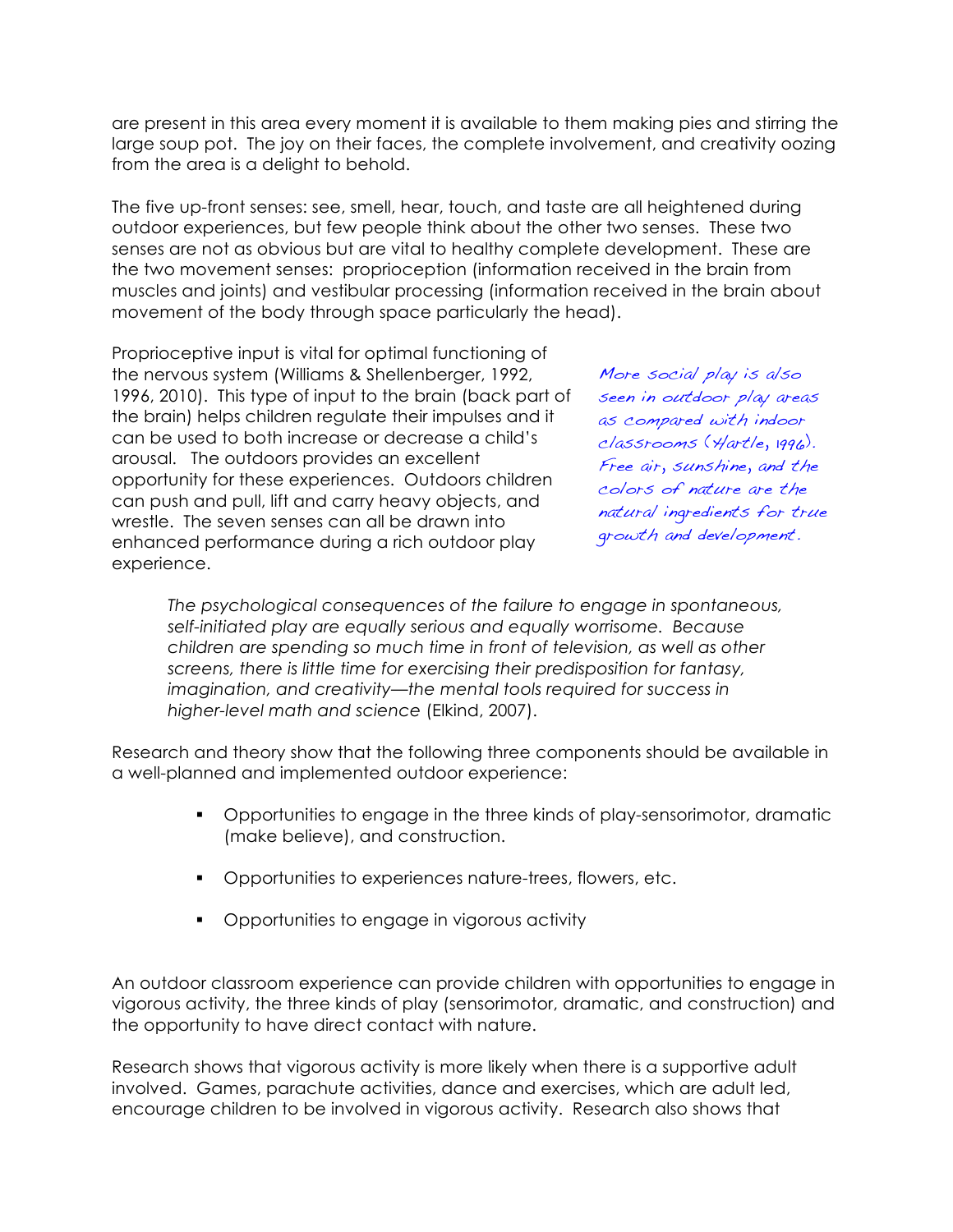are present in this area every moment it is available to them making pies and stirring the large soup pot. The joy on their faces, the complete involvement, and creativity oozing from the area is a delight to behold.

The five up-front senses: see, smell, hear, touch, and taste are all heightened during outdoor experiences, but few people think about the other two senses. These two senses are not as obvious but are vital to healthy complete development. These are the two movement senses: proprioception (information received in the brain from muscles and joints) and vestibular processing (information received in the brain about movement of the body through space particularly the head).

Proprioceptive input is vital for optimal functioning of the nervous system (Williams & Shellenberger, 1992, 1996, 2010). This type of input to the brain (back part of the brain) helps children regulate their impulses and it can be used to both increase or decrease a child's arousal. The outdoors provides an excellent opportunity for these experiences. Outdoors children can push and pull, lift and carry heavy objects, and wrestle. The seven senses can all be drawn into enhanced performance during a rich outdoor play experience.

*More social play is also seen in outdoor play areas as compared with indoor classrooms (Hartle, 1996). Free air, sunshine, and the colors of nature are the natural ingredients for true growth and development.*

> *The psychological consequences of the failure to engage in spontaneous, self-initiated play are equally serious and equally worrisome. Because children are spending so much time in front of television, as well as other screens, there is little time for exercising their predisposition for fantasy, imagination, and creativity—the mental tools required for success in higher-level math and science* (Elkind, 2007).

Research and theory show that the following three components should be available in a well-planned and implemented outdoor experience:

- Opportunities to engage in the three kinds of play-sensorimotor, dramatic (make believe), and construction.
- Opportunities to experiences nature-trees, flowers, etc.
- Opportunities to engage in vigorous activity

An outdoor classroom experience can provide children with opportunities to engage in vigorous activity, the three kinds of play (sensorimotor, dramatic, and construction) and the opportunity to have direct contact with nature.

Research shows that vigorous activity is more likely when there is a supportive adult involved. Games, parachute activities, dance and exercises, which are adult led, encourage children to be involved in vigorous activity. Research also shows that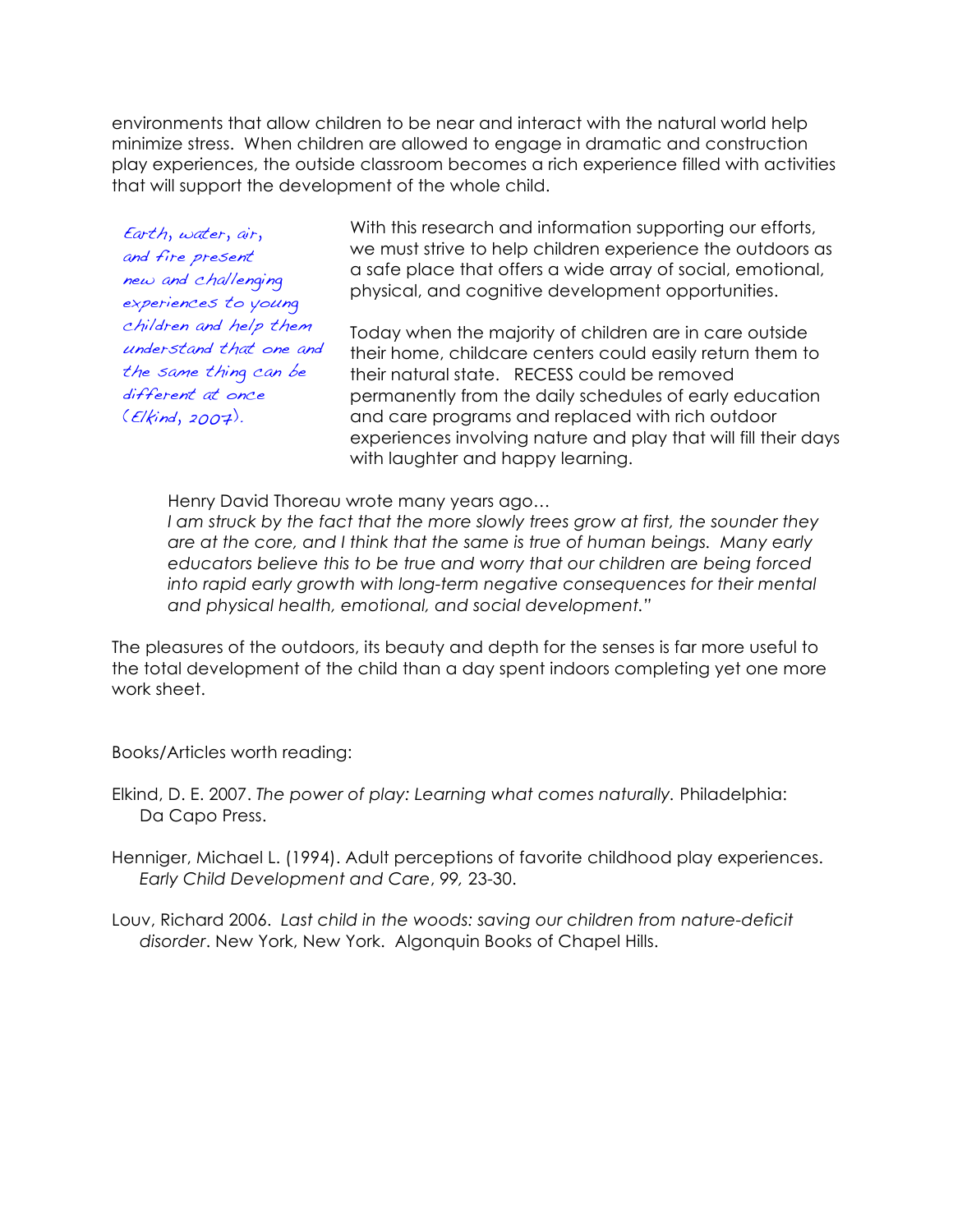environments that allow children to be near and interact with the natural world help minimize stress. When children are allowed to engage in dramatic and construction play experiences, the outside classroom becomes a rich experience filled with activities that will support the development of the whole child.

*Earth, water, air, and fire present new and challenging experiences to young children and help them understand that one and the same thing can be different at once (Elkind, 2007).*

With this research and information supporting our efforts, we must strive to help children experience the outdoors as a safe place that offers a wide array of social, emotional, physical, and cognitive development opportunities.

Today when the majority of children are in care outside their home, childcare centers could easily return them to their natural state. RECESS could be removed permanently from the daily schedules of early education and care programs and replaced with rich outdoor experiences involving nature and play that will fill their days with laughter and happy learning.

> Henry David Thoreau wrote many years ago…
> *I am struck by the fact that the more slowly trees grow at first, the sounder they are at the core, and I think that the same is true of human beings. Many early educators believe this to be true and worry that our children are being forced into rapid early growth with long-term negative consequences for their mental and physical health, emotional, and social development."*

The pleasures of the outdoors, its beauty and depth for the senses is far more useful to the total development of the child than a day spent indoors completing yet one more work sheet.

Books/Articles worth reading:

Elkind, D. E. 2007. *The power of play: Learning what comes naturally.* Philadelphia: Da Capo Press.

Henniger, Michael L. (1994). Adult perceptions of favorite childhood play experiences. *Early Child Development and Care*, *99,* 23-30.

Louv, Richard 2006. *Last child in the woods: saving our children from nature-deficit disorder*. New York, New York. Algonquin Books of Chapel Hills.